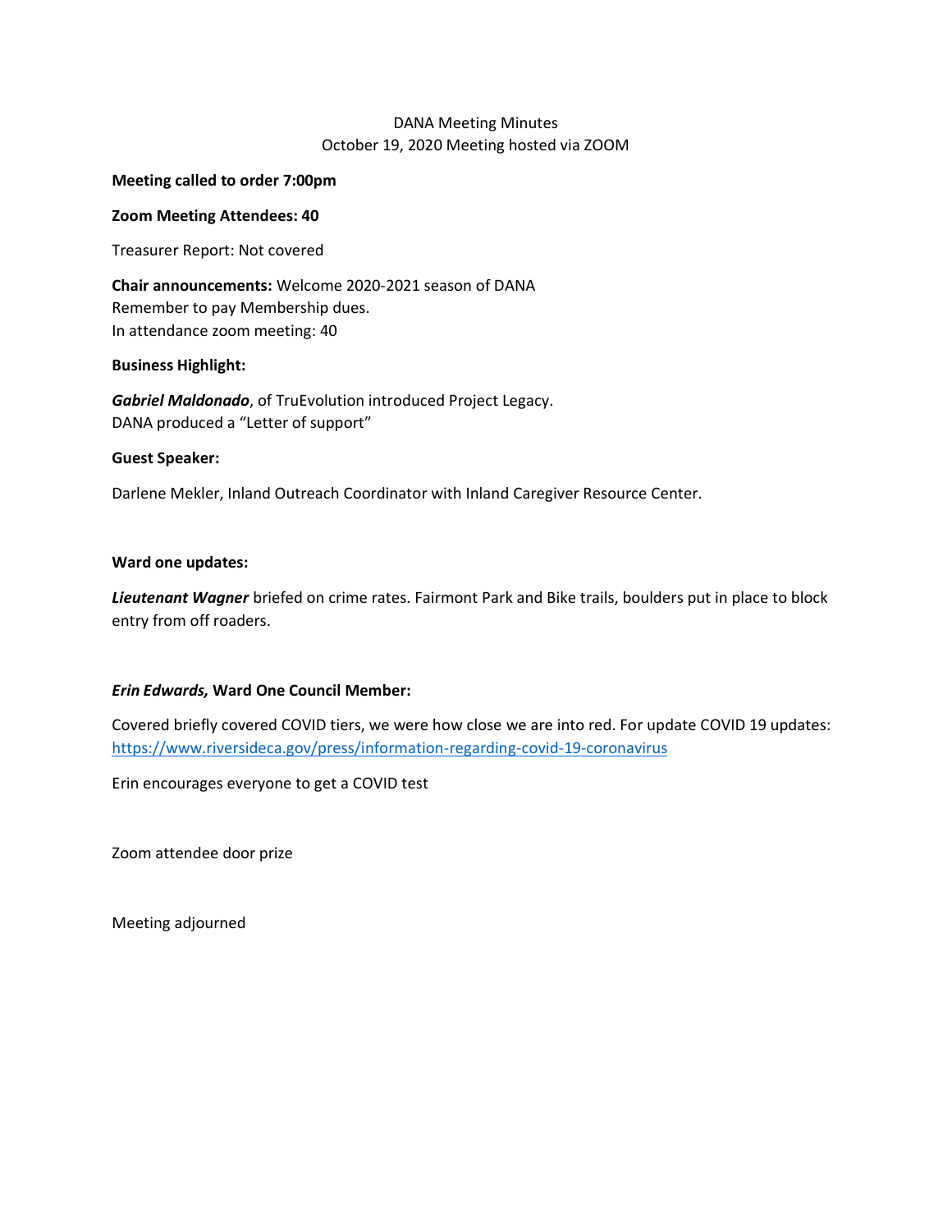DANA Meeting Minutes
October 19, 2020 Meeting hosted via ZOOM

**Meeting called to order 7:00pm**

**Zoom Meeting Attendees: 40**

Treasurer Report: Not covered

**Chair announcements:** Welcome 2020-2021 season of DANA
Remember to pay Membership dues.
In attendance zoom meeting: 40

**Business Highlight:**

***Gabriel Maldonado***, of TruEvolution introduced Project Legacy.
DANA produced a "Letter of support"

**Guest Speaker:**

Darlene Mekler, Inland Outreach Coordinator with Inland Caregiver Resource Center.

**Ward one updates:**

***Lieutenant Wagner*** briefed on crime rates. Fairmont Park and Bike trails, boulders put in place to block entry from off roaders.

***Erin Edwards,* Ward One Council Member:**

Covered briefly covered COVID tiers, we were how close we are into red. For update COVID 19 updates: https://www.riversideca.gov/press/information-regarding-covid-19-coronavirus

Erin encourages everyone to get a COVID test

Zoom attendee door prize

Meeting adjourned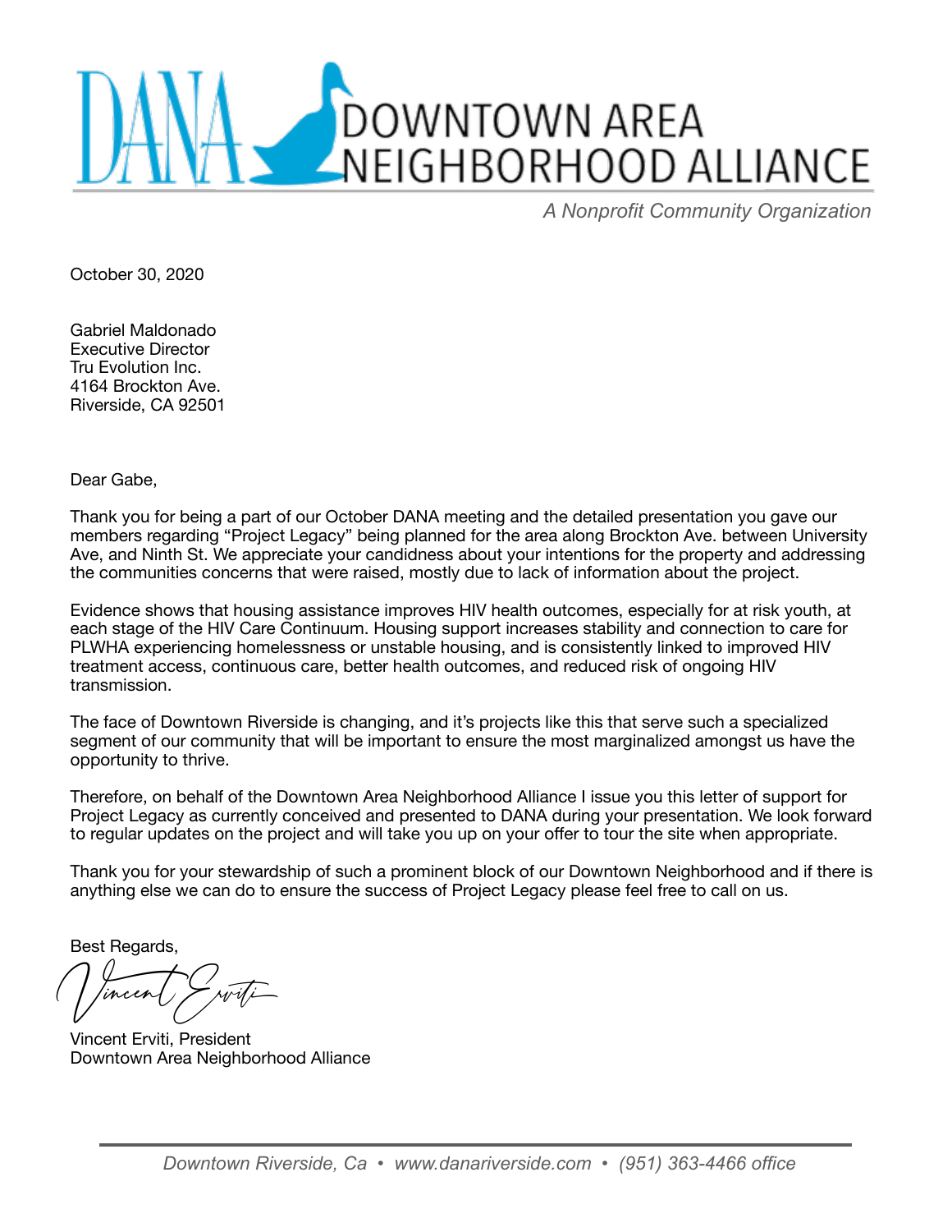# DANA DOWNTOWN AREA NEIGHBORHOOD ALLIANCE

*A Nonprofit Community Organization*

October 30, 2020

Gabriel Maldonado
Executive Director
Tru Evolution Inc.
4164 Brockton Ave.
Riverside, CA 92501

Dear Gabe,

Thank you for being a part of our October DANA meeting and the detailed presentation you gave our members regarding "Project Legacy" being planned for the area along Brockton Ave. between University Ave, and Ninth St. We appreciate your candidness about your intentions for the property and addressing the communities concerns that were raised, mostly due to lack of information about the project.

Evidence shows that housing assistance improves HIV health outcomes, especially for at risk youth, at each stage of the HIV Care Continuum. Housing support increases stability and connection to care for PLWHA experiencing homelessness or unstable housing, and is consistently linked to improved HIV treatment access, continuous care, better health outcomes, and reduced risk of ongoing HIV transmission.

The face of Downtown Riverside is changing, and it's projects like this that serve such a specialized segment of our community that will be important to ensure the most marginalized amongst us have the opportunity to thrive.

Therefore, on behalf of the Downtown Area Neighborhood Alliance I issue you this letter of support for Project Legacy as currently conceived and presented to DANA during your presentation. We look forward to regular updates on the project and will take you up on your offer to tour the site when appropriate.

Thank you for your stewardship of such a prominent block of our Downtown Neighborhood and if there is anything else we can do to ensure the success of Project Legacy please feel free to call on us.

Best Regards,

Vincent Erviti

Vincent Erviti, President
Downtown Area Neighborhood Alliance

*Downtown Riverside, Ca • www.danariverside.com • (951) 363-4466 office*